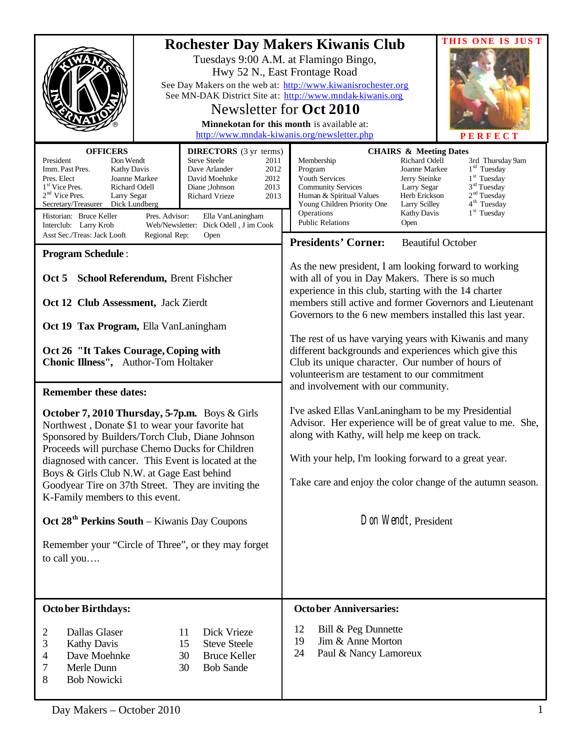# Rochester Day Makers Kiwanis Club

Tuesdays 9:00 A.M. at Flamingo Bingo,
Hwy 52 N., East Frontage Road

See Day Makers on the web at: http://www.kiwanisrochester.org
See MN-DAK District Site at: http://www.mndak-kiwanis.org

## Newsletter for Oct 2010

**Minnekotan for this month** is available at:
http://www.mndak-kiwanis.org/newsletter.php

THIS ONE IS JUST PERFECT

| OFFICERS | |
|---|---|
| President | Don Wendt |
| Imm. Past Pres. | Kathy Davis |
| Pres. Elect | Joanne Markee |
| 1st Vice Pres. | Richard Odell |
| 2nd Vice Pres. | Larry Segar |
| Secretary/Treasurer | Dick Lundberg |

| DIRECTORS (3 yr terms) | |
|---|---|
| Steve Steele | 2011 |
| Dave Arlander | 2012 |
| David Moehnke | 2012 |
| Diane ;Johnson | 2013 |
| Richard Vrieze | 2013 |

Historian: Bruce Keller
Pres. Advisor: Ella VanLaningham
Interclub: Larry Krob
Web/Newsletter: Dick Odell , J im Cook
Asst Sec./Treas: Jack Looft
Regional Rep: Open

| CHAIRS & Meeting Dates | | |
|---|---|---|
| Membership | Richard Odell | 3rd Thursday 9am |
| Program | Joanne Markee | 1st Tuesday |
| Youth Services | Jerry Steinke | 1st Tuesday |
| Community Services | Larry Segar | 3rd Tuesday |
| Human & Spiritual Values | Herb Erickson | 2nd Tuesday |
| Young Children Priority One | Larry Scilley | 4th Tuesday |
| Operations | Kathy Davis | 1st Tuesday |
| Public Relations | Open | |

**Program Schedule** :

**Oct 5 School Referendum,** Brent Fishcher

**Oct 12 Club Assessment,** Jack Zierdt

**Oct 19 Tax Program,** Ella VanLaningham

**Oct 26 "It Takes Courage, Coping with Chonic Illness",** Author-Tom Holtaker

**Remember these dates:**

**October 7, 2010 Thursday, 5-7p.m.** Boys & Girls Northwest , Donate $1 to wear your favorite hat Sponsored by Builders/Torch Club, Diane Johnson Proceeds will purchase Chemo Ducks for Children diagnosed with cancer. This Event is located at the Boys & Girls Club N.W. at Gage East behind Goodyear Tire on 37th Street. They are inviting the K-Family members to this event.

**Oct 28th Perkins South** – Kiwanis Day Coupons

Remember your "Circle of Three", or they may forget to call you….

**Presidents' Corner:** Beautiful October

As the new president, I am looking forward to working with all of you in Day Makers. There is so much experience in this club, starting with the 14 charter members still active and former Governors and Lieutenant Governors to the 6 new members installed this last year.

The rest of us have varying years with Kiwanis and many different backgrounds and experiences which give this Club its unique character. Our number of hours of volunteerism are testament to our commitment and involvement with our community.

I've asked Ellas VanLaningham to be my Presidential Advisor. Her experience will be of great value to me. She, along with Kathy, will help me keep on track.

With your help, I'm looking forward to a great year.

Take care and enjoy the color change of the autumn season.

Don Wendt, President

**October Birthdays:**

| | |
|---|---|
| 2 | Dallas Glaser |
| 3 | Kathy Davis |
| 4 | Dave Moehnke |
| 7 | Merle Dunn |
| 8 | Bob Nowicki |
| 11 | Dick Vrieze |
| 15 | Steve Steele |
| 30 | Bruce Keller |
| 30 | Bob Sande |

**October Anniversaries:**

| | |
|---|---|
| 12 | Bill & Peg Dunnette |
| 19 | Jim & Anne Morton |
| 24 | Paul & Nancy Lamoreux |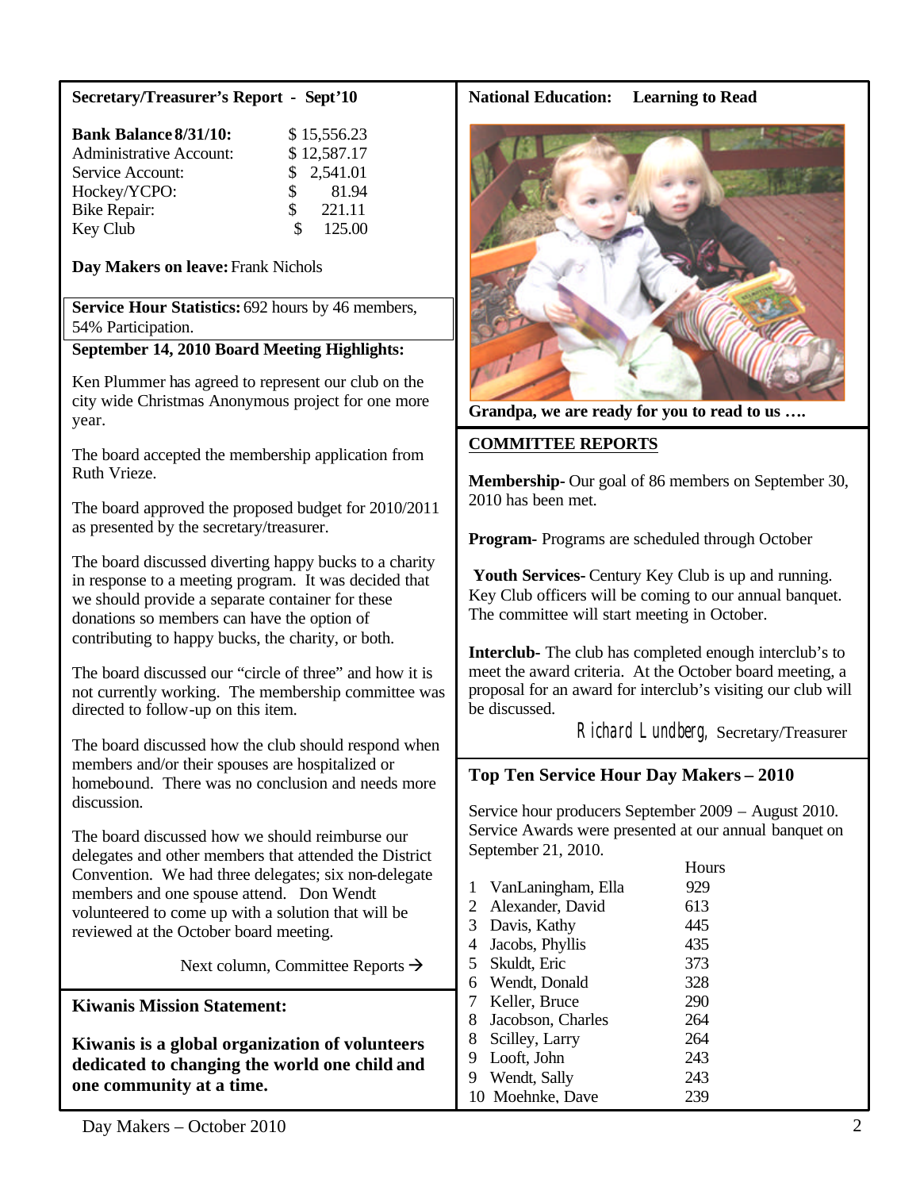## Secretary/Treasurer's Report - Sept'10

| | |
|---|---|
| **Bank Balance 8/31/10:** | $ 15,556.23 |
| Administrative Account: | $ 12,587.17 |
| Service Account: | $ 2,541.01 |
| Hockey/YCPO: | $ 81.94 |
| Bike Repair: | $ 221.11 |
| Key Club | $ 125.00 |

**Day Makers on leave:** Frank Nichols

**Service Hour Statistics:** 692 hours by 46 members, 54% Participation.

**September 14, 2010 Board Meeting Highlights:**

Ken Plummer has agreed to represent our club on the city wide Christmas Anonymous project for one more year.

The board accepted the membership application from Ruth Vrieze.

The board approved the proposed budget for 2010/2011 as presented by the secretary/treasurer.

The board discussed diverting happy bucks to a charity in response to a meeting program. It was decided that we should provide a separate container for these donations so members can have the option of contributing to happy bucks, the charity, or both.

The board discussed our "circle of three" and how it is not currently working. The membership committee was directed to follow-up on this item.

The board discussed how the club should respond when members and/or their spouses are hospitalized or homebound. There was no conclusion and needs more discussion.

The board discussed how we should reimburse our delegates and other members that attended the District Convention. We had three delegates; six non-delegate members and one spouse attend. Don Wendt volunteered to come up with a solution that will be reviewed at the October board meeting.

Next column, Committee Reports →

## Kiwanis Mission Statement:

**Kiwanis is a global organization of volunteers dedicated to changing the world one child and one community at a time.**

## National Education: Learning to Read

Grandpa, we are ready for you to read to us ….

## COMMITTEE REPORTS

**Membership-** Our goal of 86 members on September 30, 2010 has been met.

**Program-** Programs are scheduled through October

**Youth Services-** Century Key Club is up and running. Key Club officers will be coming to our annual banquet. The committee will start meeting in October.

**Interclub-** The club has completed enough interclub's to meet the award criteria. At the October board meeting, a proposal for an award for interclub's visiting our club will be discussed.

Richard Lundberg, Secretary/Treasurer

## Top Ten Service Hour Day Makers – 2010

Service hour producers September 2009 – August 2010. Service Awards were presented at our annual banquet on September 21, 2010.

| | Name | Hours |
|---|---|---|
| 1 | VanLaningham, Ella | 929 |
| 2 | Alexander, David | 613 |
| 3 | Davis, Kathy | 445 |
| 4 | Jacobs, Phyllis | 435 |
| 5 | Skuldt, Eric | 373 |
| 6 | Wendt, Donald | 328 |
| 7 | Keller, Bruce | 290 |
| 8 | Jacobson, Charles | 264 |
| 8 | Scilley, Larry | 264 |
| 9 | Looft, John | 243 |
| 9 | Wendt, Sally | 243 |
| 10 | Moehnke, Dave | 239 |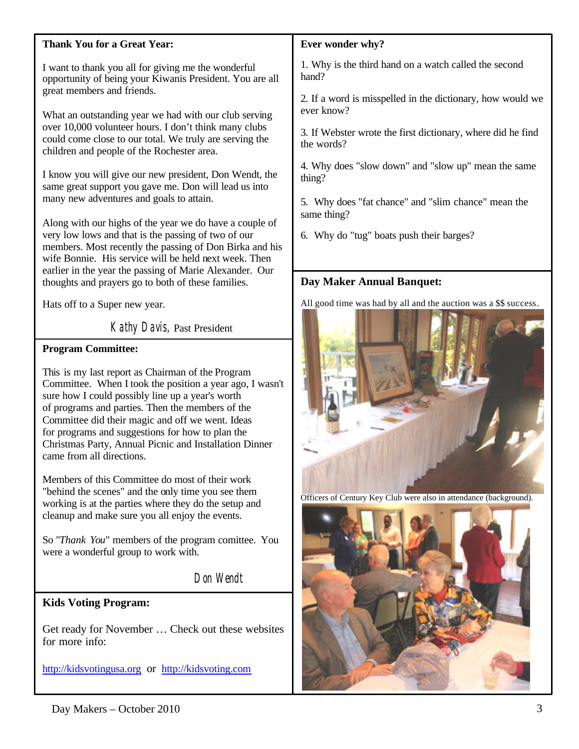## Thank You for a Great Year:

I want to thank you all for giving me the wonderful opportunity of being your Kiwanis President. You are all great members and friends.

What an outstanding year we had with our club serving over 10,000 volunteer hours. I don't think many clubs could come close to our total. We truly are serving the children and people of the Rochester area.

I know you will give our new president, Don Wendt, the same great support you gave me. Don will lead us into many new adventures and goals to attain.

Along with our highs of the year we do have a couple of very low lows and that is the passing of two of our members. Most recently the passing of Don Birka and his wife Bonnie. His service will be held next week. Then earlier in the year the passing of Marie Alexander. Our thoughts and prayers go to both of these families.

Hats off to a Super new year.

Kathy Davis, Past President

## Program Committee:

This is my last report as Chairman of the Program Committee. When I took the position a year ago, I wasn't sure how I could possibly line up a year's worth of programs and parties. Then the members of the Committee did their magic and off we went. Ideas for programs and suggestions for how to plan the Christmas Party, Annual Picnic and Installation Dinner came from all directions.

Members of this Committee do most of their work "behind the scenes" and the only time you see them working is at the parties where they do the setup and cleanup and make sure you all enjoy the events.

So "*Thank You*" members of the program comittee. You were a wonderful group to work with.

Don Wendt

## Kids Voting Program:

Get ready for November … Check out these websites for more info:

http://kidsvotingusa.org or http://kidsvoting.com

## Ever wonder why?

1. Why is the third hand on a watch called the second hand?
2. If a word is misspelled in the dictionary, how would we ever know?
3. If Webster wrote the first dictionary, where did he find the words?
4. Why does "slow down" and "slow up" mean the same thing?
5. Why does "fat chance" and "slim chance" mean the same thing?
6. Why do "tug" boats push their barges?

## Day Maker Annual Banquet:

All good time was had by all and the auction was a $$ success.

Officers of Century Key Club were also in attendance (background).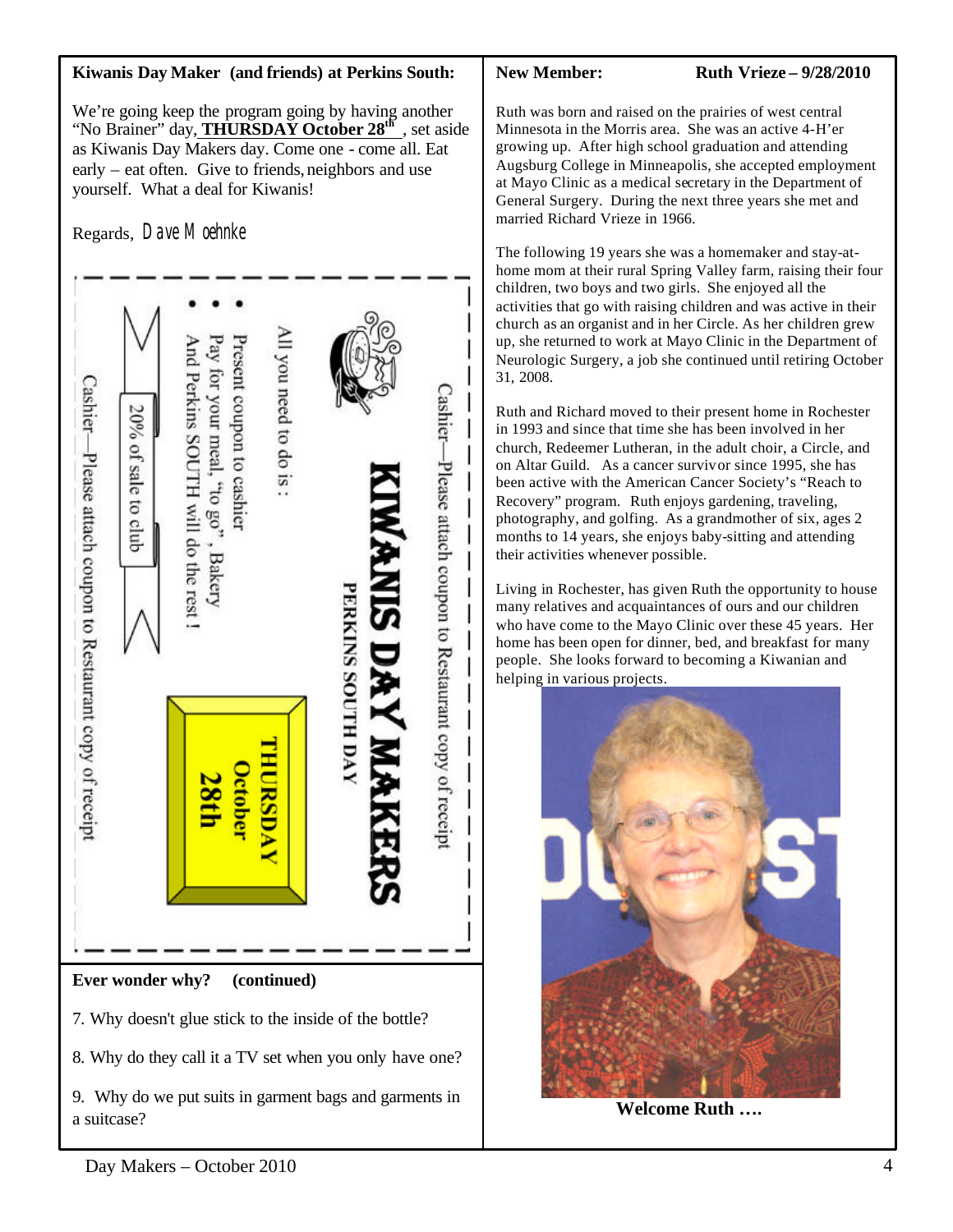**Kiwanis Day Maker (and friends) at Perkins South:**

We're going keep the program going by having another "No Brainer" day, **THURSDAY October 28th**, set aside as Kiwanis Day Makers day. Come one - come all. Eat early – eat often. Give to friends, neighbors and use yourself. What a deal for Kiwanis!

Regards, Dave Moehnke

Cashier—Please attach coupon to Restaurant copy of receipt

**KIWANIS DAY MAKERS**

PERKINS SOUTH DAY

All you need to do is :

- Present coupon to cashier
- Pay for your meal, "to go", Bakery
- And Perkins SOUTH will do the rest !

20% of sale to club

**THURSDAY October 28th**

Cashier—Please attach coupon to Restaurant copy of receipt

**Ever wonder why? (continued)**

7. Why doesn't glue stick to the inside of the bottle?

8. Why do they call it a TV set when you only have one?

9. Why do we put suits in garment bags and garments in a suitcase?

**New Member: Ruth Vrieze – 9/28/2010**

Ruth was born and raised on the prairies of west central Minnesota in the Morris area. She was an active 4-H'er growing up. After high school graduation and attending Augsburg College in Minneapolis, she accepted employment at Mayo Clinic as a medical secretary in the Department of General Surgery. During the next three years she met and married Richard Vrieze in 1966.

The following 19 years she was a homemaker and stay-at-home mom at their rural Spring Valley farm, raising their four children, two boys and two girls. She enjoyed all the activities that go with raising children and was active in their church as an organist and in her Circle. As her children grew up, she returned to work at Mayo Clinic in the Department of Neurologic Surgery, a job she continued until retiring October 31, 2008.

Ruth and Richard moved to their present home in Rochester in 1993 and since that time she has been involved in her church, Redeemer Lutheran, in the adult choir, a Circle, and on Altar Guild. As a cancer survivor since 1995, she has been active with the American Cancer Society's "Reach to Recovery" program. Ruth enjoys gardening, traveling, photography, and golfing. As a grandmother of six, ages 2 months to 14 years, she enjoys baby-sitting and attending their activities whenever possible.

Living in Rochester, has given Ruth the opportunity to house many relatives and acquaintances of ours and our children who have come to the Mayo Clinic over these 45 years. Her home has been open for dinner, bed, and breakfast for many people. She looks forward to becoming a Kiwanian and helping in various projects.

**Welcome Ruth ….**